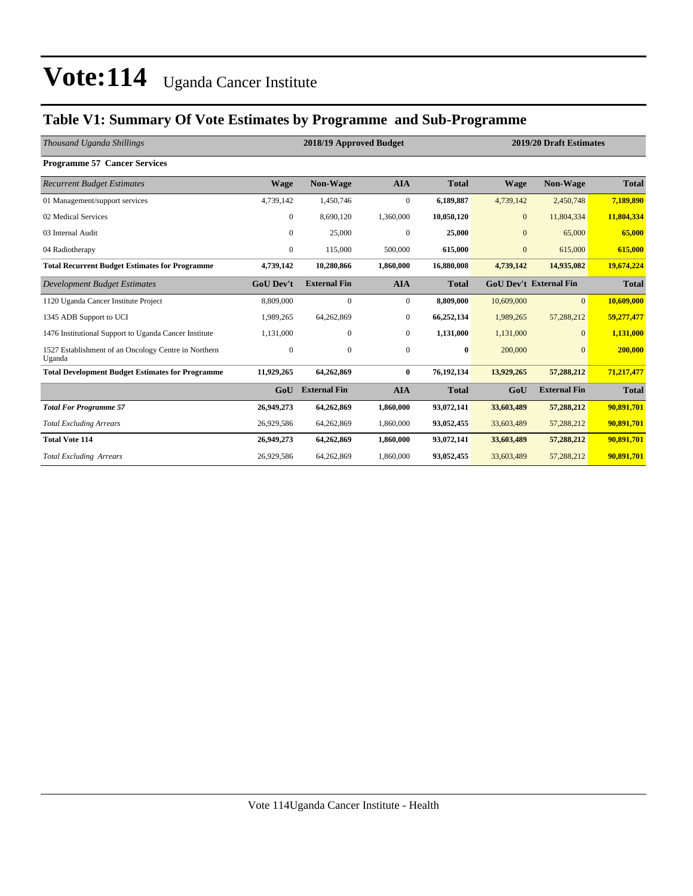# Vote:114 Uganda Cancer Institute

## Table V1: Summary Of Vote Estimates by Programme and Sub-Programme

| *Thousand Uganda Shillings* | 2018/19 Approved Budget | | | | 2019/20 Draft Estimates | | |
|---|---|---|---|---|---|---|---|
| **Programme 57 Cancer Services** | | | | | | | |
| *Recurrent Budget Estimates* | **Wage** | **Non-Wage** | **AIA** | **Total** | **Wage** | **Non-Wage** | **Total** |
| 01 Management/support services | 4,739,142 | 1,450,746 | 0 | **6,189,887** | 4,739,142 | 2,450,748 | **7,189,890** |
| 02 Medical Services | 0 | 8,690,120 | 1,360,000 | **10,050,120** | 0 | 11,804,334 | **11,804,334** |
| 03 Internal Audit | 0 | 25,000 | 0 | **25,000** | 0 | 65,000 | **65,000** |
| 04 Radiotherapy | 0 | 115,000 | 500,000 | **615,000** | 0 | 615,000 | **615,000** |
| **Total Recurrent Budget Estimates for Programme** | **4,739,142** | **10,280,866** | **1,860,000** | **16,880,008** | **4,739,142** | **14,935,082** | **19,674,224** |
| *Development Budget Estimates* | **GoU Dev't** | **External Fin** | **AIA** | **Total** | **GoU Dev't** | **External Fin** | **Total** |
| 1120 Uganda Cancer Institute Project | 8,809,000 | 0 | 0 | **8,809,000** | 10,609,000 | 0 | **10,609,000** |
| 1345 ADB Support to UCI | 1,989,265 | 64,262,869 | 0 | **66,252,134** | 1,989,265 | 57,288,212 | **59,277,477** |
| 1476 Institutional Support to Uganda Cancer Institute | 1,131,000 | 0 | 0 | **1,131,000** | 1,131,000 | 0 | **1,131,000** |
| 1527 Establishment of an Oncology Centre in Northern Uganda | 0 | 0 | 0 | **0** | 200,000 | 0 | **200,000** |
| **Total Development Budget Estimates for Programme** | **11,929,265** | **64,262,869** | **0** | **76,192,134** | **13,929,265** | **57,288,212** | **71,217,477** |
| | **GoU** | **External Fin** | **AIA** | **Total** | **GoU** | **External Fin** | **Total** |
| ***Total For Programme 57*** | **26,949,273** | **64,262,869** | **1,860,000** | **93,072,141** | **33,603,489** | **57,288,212** | **90,891,701** |
| *Total Excluding Arrears* | 26,929,586 | 64,262,869 | 1,860,000 | **93,052,455** | 33,603,489 | 57,288,212 | **90,891,701** |
| **Total Vote 114** | **26,949,273** | **64,262,869** | **1,860,000** | **93,072,141** | **33,603,489** | **57,288,212** | **90,891,701** |
| *Total Excluding Arrears* | 26,929,586 | 64,262,869 | 1,860,000 | **93,052,455** | 33,603,489 | 57,288,212 | **90,891,701** |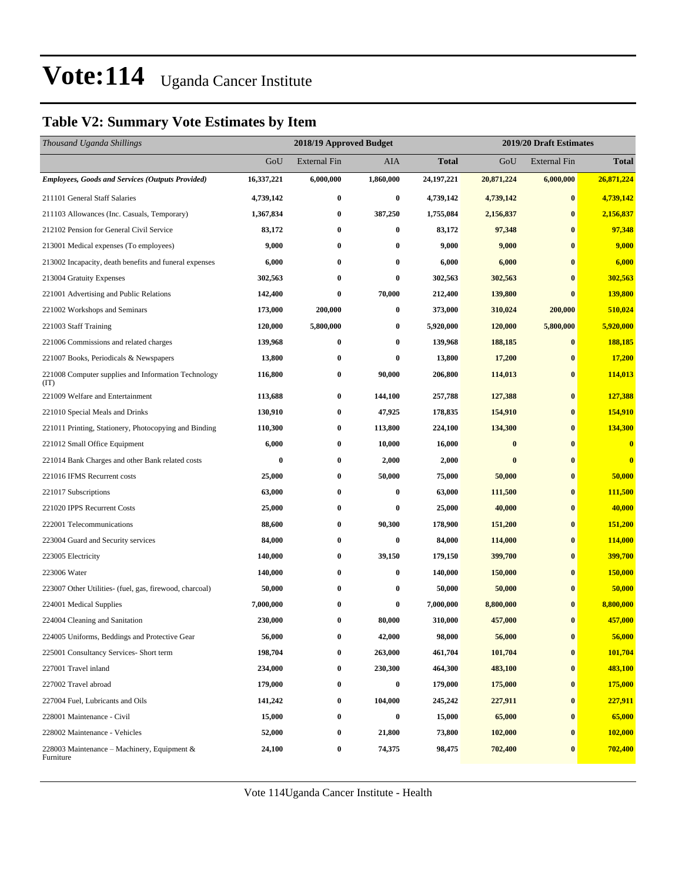# Vote:114 Uganda Cancer Institute

## Table V2: Summary Vote Estimates by Item

| *Thousand Uganda Shillings* | 2018/19 Approved Budget | | | | 2019/20 Draft Estimates | | |
|---|---|---|---|---|---|---|---|
| | GoU | External Fin | AIA | **Total** | GoU | External Fin | **Total** |
| ***Employees, Goods and Services (Outputs Provided)*** | **16,337,221** | **6,000,000** | **1,860,000** | **24,197,221** | **20,871,224** | **6,000,000** | **26,871,224** |
| 211101 General Staff Salaries | **4,739,142** | **0** | **0** | **4,739,142** | **4,739,142** | **0** | **4,739,142** |
| 211103 Allowances (Inc. Casuals, Temporary) | **1,367,834** | **0** | **387,250** | **1,755,084** | **2,156,837** | **0** | **2,156,837** |
| 212102 Pension for General Civil Service | **83,172** | **0** | **0** | **83,172** | **97,348** | **0** | **97,348** |
| 213001 Medical expenses (To employees) | **9,000** | **0** | **0** | **9,000** | **9,000** | **0** | **9,000** |
| 213002 Incapacity, death benefits and funeral expenses | **6,000** | **0** | **0** | **6,000** | **6,000** | **0** | **6,000** |
| 213004 Gratuity Expenses | **302,563** | **0** | **0** | **302,563** | **302,563** | **0** | **302,563** |
| 221001 Advertising and Public Relations | **142,400** | **0** | **70,000** | **212,400** | **139,800** | **0** | **139,800** |
| 221002 Workshops and Seminars | **173,000** | **200,000** | **0** | **373,000** | **310,024** | **200,000** | **510,024** |
| 221003 Staff Training | **120,000** | **5,800,000** | **0** | **5,920,000** | **120,000** | **5,800,000** | **5,920,000** |
| 221006 Commissions and related charges | **139,968** | **0** | **0** | **139,968** | **188,185** | **0** | **188,185** |
| 221007 Books, Periodicals & Newspapers | **13,800** | **0** | **0** | **13,800** | **17,200** | **0** | **17,200** |
| 221008 Computer supplies and Information Technology (IT) | **116,800** | **0** | **90,000** | **206,800** | **114,013** | **0** | **114,013** |
| 221009 Welfare and Entertainment | **113,688** | **0** | **144,100** | **257,788** | **127,388** | **0** | **127,388** |
| 221010 Special Meals and Drinks | **130,910** | **0** | **47,925** | **178,835** | **154,910** | **0** | **154,910** |
| 221011 Printing, Stationery, Photocopying and Binding | **110,300** | **0** | **113,800** | **224,100** | **134,300** | **0** | **134,300** |
| 221012 Small Office Equipment | **6,000** | **0** | **10,000** | **16,000** | **0** | **0** | **0** |
| 221014 Bank Charges and other Bank related costs | **0** | **0** | **2,000** | **2,000** | **0** | **0** | **0** |
| 221016 IFMS Recurrent costs | **25,000** | **0** | **50,000** | **75,000** | **50,000** | **0** | **50,000** |
| 221017 Subscriptions | **63,000** | **0** | **0** | **63,000** | **111,500** | **0** | **111,500** |
| 221020 IPPS Recurrent Costs | **25,000** | **0** | **0** | **25,000** | **40,000** | **0** | **40,000** |
| 222001 Telecommunications | **88,600** | **0** | **90,300** | **178,900** | **151,200** | **0** | **151,200** |
| 223004 Guard and Security services | **84,000** | **0** | **0** | **84,000** | **114,000** | **0** | **114,000** |
| 223005 Electricity | **140,000** | **0** | **39,150** | **179,150** | **399,700** | **0** | **399,700** |
| 223006 Water | **140,000** | **0** | **0** | **140,000** | **150,000** | **0** | **150,000** |
| 223007 Other Utilities- (fuel, gas, firewood, charcoal) | **50,000** | **0** | **0** | **50,000** | **50,000** | **0** | **50,000** |
| 224001 Medical Supplies | **7,000,000** | **0** | **0** | **7,000,000** | **8,800,000** | **0** | **8,800,000** |
| 224004 Cleaning and Sanitation | **230,000** | **0** | **80,000** | **310,000** | **457,000** | **0** | **457,000** |
| 224005 Uniforms, Beddings and Protective Gear | **56,000** | **0** | **42,000** | **98,000** | **56,000** | **0** | **56,000** |
| 225001 Consultancy Services- Short term | **198,704** | **0** | **263,000** | **461,704** | **101,704** | **0** | **101,704** |
| 227001 Travel inland | **234,000** | **0** | **230,300** | **464,300** | **483,100** | **0** | **483,100** |
| 227002 Travel abroad | **179,000** | **0** | **0** | **179,000** | **175,000** | **0** | **175,000** |
| 227004 Fuel, Lubricants and Oils | **141,242** | **0** | **104,000** | **245,242** | **227,911** | **0** | **227,911** |
| 228001 Maintenance - Civil | **15,000** | **0** | **0** | **15,000** | **65,000** | **0** | **65,000** |
| 228002 Maintenance - Vehicles | **52,000** | **0** | **21,800** | **73,800** | **102,000** | **0** | **102,000** |
| 228003 Maintenance – Machinery, Equipment & Furniture | **24,100** | **0** | **74,375** | **98,475** | **702,400** | **0** | **702,400** |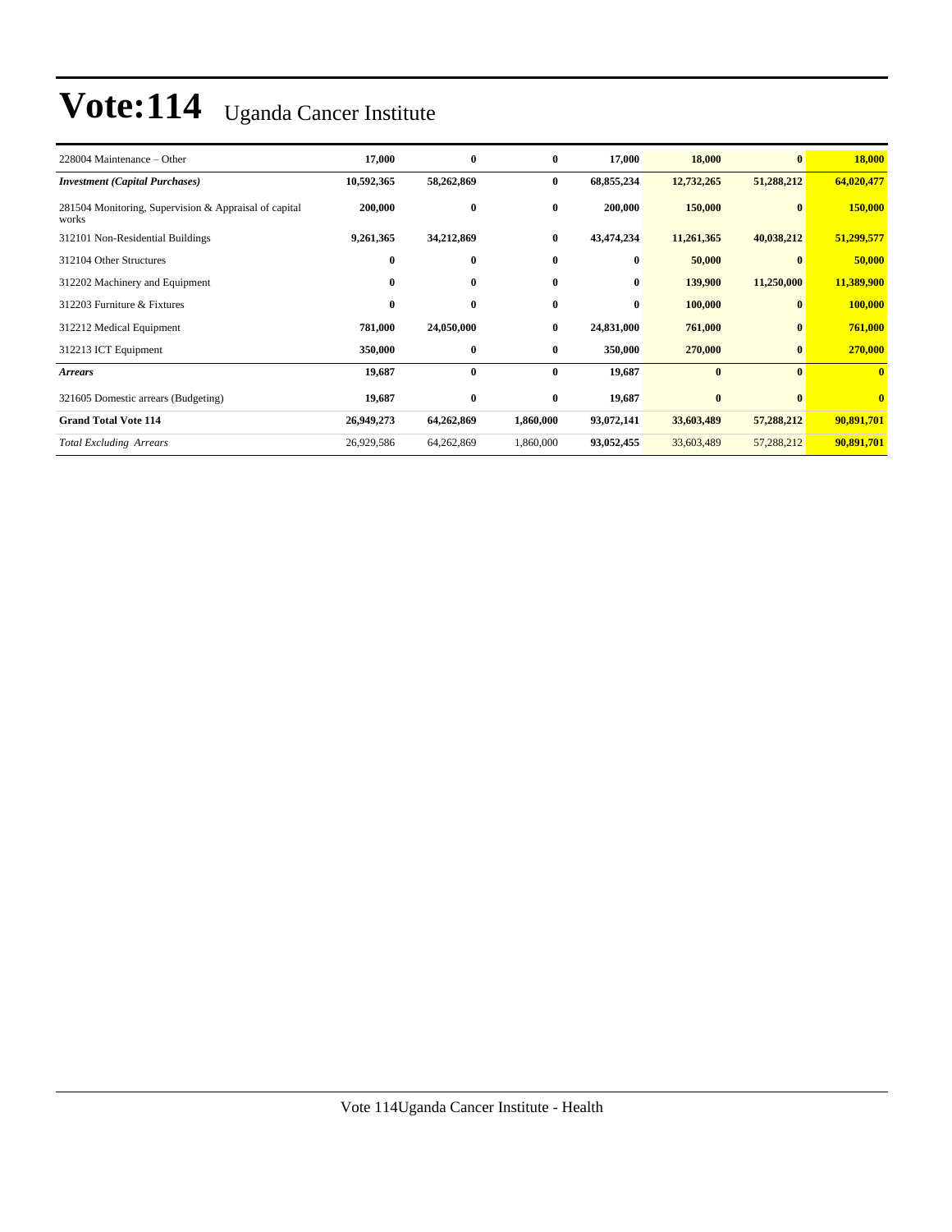# Vote:114 Uganda Cancer Institute

| | | | | | | | |
|---|---|---|---|---|---|---|---|
| 228004 Maintenance – Other | **17,000** | **0** | **0** | **17,000** | **18,000** | **0** | **18,000** |
| ***Investment (Capital Purchases)*** | **10,592,365** | **58,262,869** | **0** | **68,855,234** | **12,732,265** | **51,288,212** | **64,020,477** |
| 281504 Monitoring, Supervision & Appraisal of capital works | **200,000** | **0** | **0** | **200,000** | **150,000** | **0** | **150,000** |
| 312101 Non-Residential Buildings | **9,261,365** | **34,212,869** | **0** | **43,474,234** | **11,261,365** | **40,038,212** | **51,299,577** |
| 312104 Other Structures | **0** | **0** | **0** | **0** | **50,000** | **0** | **50,000** |
| 312202 Machinery and Equipment | **0** | **0** | **0** | **0** | **139,900** | **11,250,000** | **11,389,900** |
| 312203 Furniture & Fixtures | **0** | **0** | **0** | **0** | **100,000** | **0** | **100,000** |
| 312212 Medical Equipment | **781,000** | **24,050,000** | **0** | **24,831,000** | **761,000** | **0** | **761,000** |
| 312213 ICT Equipment | **350,000** | **0** | **0** | **350,000** | **270,000** | **0** | **270,000** |
| ***Arrears*** | **19,687** | **0** | **0** | **19,687** | **0** | **0** | **0** |
| 321605 Domestic arrears (Budgeting) | **19,687** | **0** | **0** | **19,687** | **0** | **0** | **0** |
| **Grand Total Vote 114** | **26,949,273** | **64,262,869** | **1,860,000** | **93,072,141** | **33,603,489** | **57,288,212** | **90,891,701** |
| *Total Excluding Arrears* | 26,929,586 | 64,262,869 | 1,860,000 | **93,052,455** | 33,603,489 | 57,288,212 | **90,891,701** |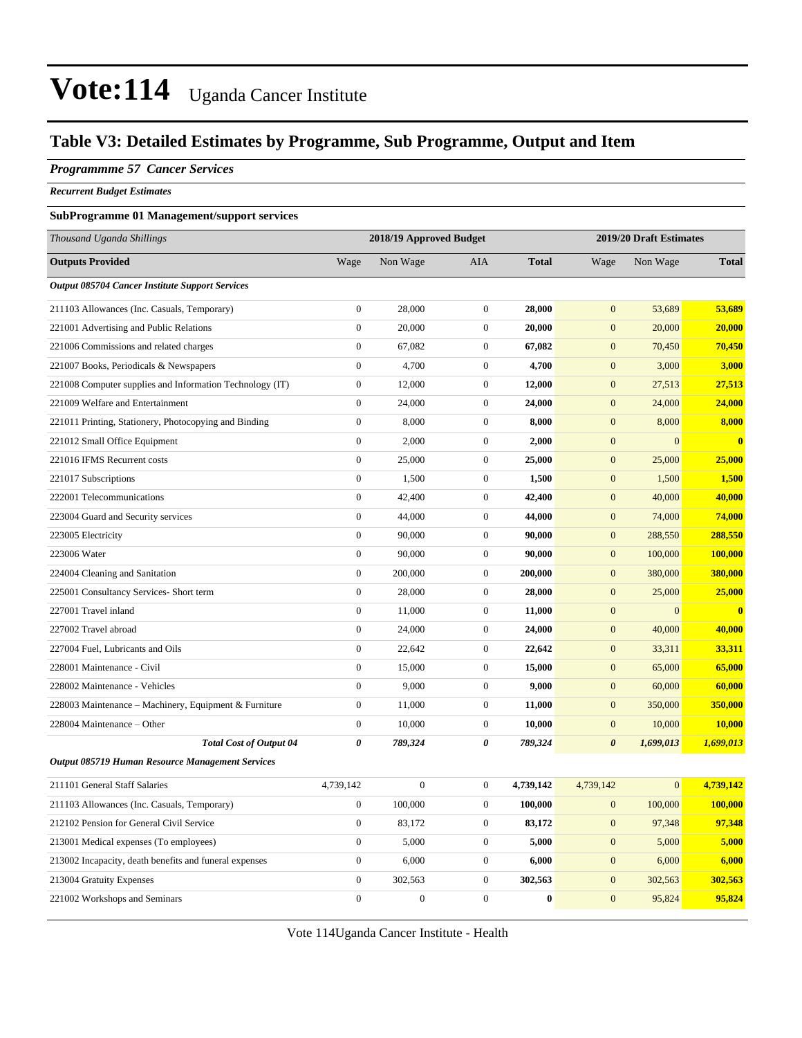# Vote:114 Uganda Cancer Institute

## Table V3: Detailed Estimates by Programme, Sub Programme, Output and Item

### *Programmme 57 Cancer Services*

***Recurrent Budget Estimates***

**SubProgramme 01 Management/support services**

| *Thousand Uganda Shillings* | 2018/19 Approved Budget | | | | 2019/20 Draft Estimates | | |
|---|---|---|---|---|---|---|---|
| **Outputs Provided** | Wage | Non Wage | AIA | **Total** | Wage | Non Wage | **Total** |
| ***Output 085704 Cancer Institute Support Services*** | | | | | | | |
| 211103 Allowances (Inc. Casuals, Temporary) | 0 | 28,000 | 0 | **28,000** | 0 | 53,689 | **53,689** |
| 221001 Advertising and Public Relations | 0 | 20,000 | 0 | **20,000** | 0 | 20,000 | **20,000** |
| 221006 Commissions and related charges | 0 | 67,082 | 0 | **67,082** | 0 | 70,450 | **70,450** |
| 221007 Books, Periodicals & Newspapers | 0 | 4,700 | 0 | **4,700** | 0 | 3,000 | **3,000** |
| 221008 Computer supplies and Information Technology (IT) | 0 | 12,000 | 0 | **12,000** | 0 | 27,513 | **27,513** |
| 221009 Welfare and Entertainment | 0 | 24,000 | 0 | **24,000** | 0 | 24,000 | **24,000** |
| 221011 Printing, Stationery, Photocopying and Binding | 0 | 8,000 | 0 | **8,000** | 0 | 8,000 | **8,000** |
| 221012 Small Office Equipment | 0 | 2,000 | 0 | **2,000** | 0 | 0 | **0** |
| 221016 IFMS Recurrent costs | 0 | 25,000 | 0 | **25,000** | 0 | 25,000 | **25,000** |
| 221017 Subscriptions | 0 | 1,500 | 0 | **1,500** | 0 | 1,500 | **1,500** |
| 222001 Telecommunications | 0 | 42,400 | 0 | **42,400** | 0 | 40,000 | **40,000** |
| 223004 Guard and Security services | 0 | 44,000 | 0 | **44,000** | 0 | 74,000 | **74,000** |
| 223005 Electricity | 0 | 90,000 | 0 | **90,000** | 0 | 288,550 | **288,550** |
| 223006 Water | 0 | 90,000 | 0 | **90,000** | 0 | 100,000 | **100,000** |
| 224004 Cleaning and Sanitation | 0 | 200,000 | 0 | **200,000** | 0 | 380,000 | **380,000** |
| 225001 Consultancy Services- Short term | 0 | 28,000 | 0 | **28,000** | 0 | 25,000 | **25,000** |
| 227001 Travel inland | 0 | 11,000 | 0 | **11,000** | 0 | 0 | **0** |
| 227002 Travel abroad | 0 | 24,000 | 0 | **24,000** | 0 | 40,000 | **40,000** |
| 227004 Fuel, Lubricants and Oils | 0 | 22,642 | 0 | **22,642** | 0 | 33,311 | **33,311** |
| 228001 Maintenance - Civil | 0 | 15,000 | 0 | **15,000** | 0 | 65,000 | **65,000** |
| 228002 Maintenance - Vehicles | 0 | 9,000 | 0 | **9,000** | 0 | 60,000 | **60,000** |
| 228003 Maintenance – Machinery, Equipment & Furniture | 0 | 11,000 | 0 | **11,000** | 0 | 350,000 | **350,000** |
| 228004 Maintenance – Other | 0 | 10,000 | 0 | **10,000** | 0 | 10,000 | **10,000** |
| ***Total Cost of Output 04*** | ***0*** | ***789,324*** | ***0*** | ***789,324*** | ***0*** | ***1,699,013*** | ***1,699,013*** |
| ***Output 085719 Human Resource Management Services*** | | | | | | | |
| 211101 General Staff Salaries | 4,739,142 | 0 | 0 | **4,739,142** | 4,739,142 | 0 | **4,739,142** |
| 211103 Allowances (Inc. Casuals, Temporary) | 0 | 100,000 | 0 | **100,000** | 0 | 100,000 | **100,000** |
| 212102 Pension for General Civil Service | 0 | 83,172 | 0 | **83,172** | 0 | 97,348 | **97,348** |
| 213001 Medical expenses (To employees) | 0 | 5,000 | 0 | **5,000** | 0 | 5,000 | **5,000** |
| 213002 Incapacity, death benefits and funeral expenses | 0 | 6,000 | 0 | **6,000** | 0 | 6,000 | **6,000** |
| 213004 Gratuity Expenses | 0 | 302,563 | 0 | **302,563** | 0 | 302,563 | **302,563** |
| 221002 Workshops and Seminars | 0 | 0 | 0 | **0** | 0 | 95,824 | **95,824** |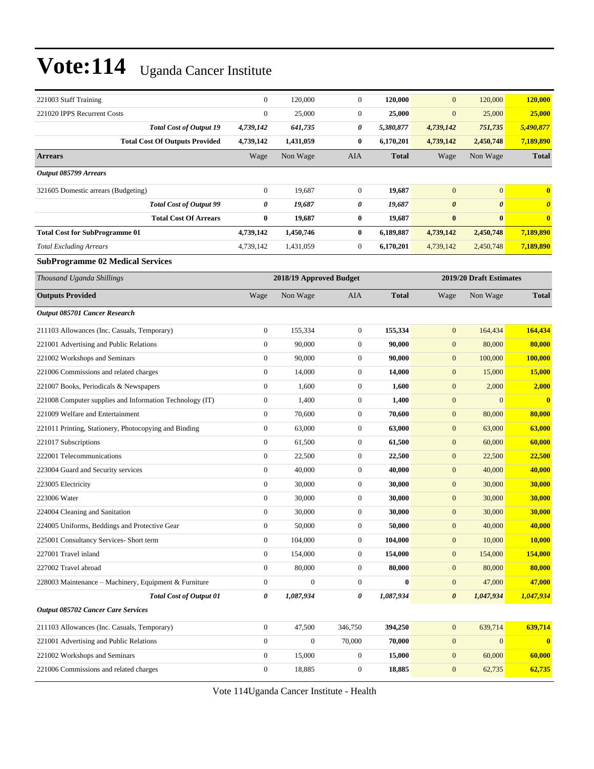# Vote:114 Uganda Cancer Institute

| | | | | | | | |
|---|---|---|---|---|---|---|---|
| 221003 Staff Training | 0 | 120,000 | 0 | **120,000** | 0 | 120,000 | **120,000** |
| 221020 IPPS Recurrent Costs | 0 | 25,000 | 0 | **25,000** | 0 | 25,000 | **25,000** |
| ***Total Cost of Output 19*** | ***4,739,142*** | ***641,735*** | ***0*** | ***5,380,877*** | ***4,739,142*** | ***751,735*** | ***5,490,877*** |
| **Total Cost Of Outputs Provided** | **4,739,142** | **1,431,059** | **0** | **6,170,201** | **4,739,142** | **2,450,748** | **7,189,890** |
| **Arrears** | Wage | Non Wage | AIA | **Total** | Wage | Non Wage | **Total** |
| ***Output 085799 Arrears*** | | | | | | | |
| 321605 Domestic arrears (Budgeting) | 0 | 19,687 | 0 | **19,687** | 0 | 0 | **0** |
| ***Total Cost of Output 99*** | ***0*** | ***19,687*** | ***0*** | ***19,687*** | ***0*** | ***0*** | ***0*** |
| **Total Cost Of Arrears** | **0** | **19,687** | **0** | **19,687** | **0** | **0** | **0** |
| **Total Cost for SubProgramme 01** | **4,739,142** | **1,450,746** | **0** | **6,189,887** | **4,739,142** | **2,450,748** | **7,189,890** |
| *Total Excluding Arrears* | 4,739,142 | 1,431,059 | 0 | **6,170,201** | 4,739,142 | 2,450,748 | **7,189,890** |

### SubProgramme 02 Medical Services

| *Thousand Uganda Shillings* | 2018/19 Approved Budget | | | | 2019/20 Draft Estimates | | |
|---|---|---|---|---|---|---|---|
| **Outputs Provided** | Wage | Non Wage | AIA | **Total** | Wage | Non Wage | **Total** |
| ***Output 085701 Cancer Research*** | | | | | | | |
| 211103 Allowances (Inc. Casuals, Temporary) | 0 | 155,334 | 0 | **155,334** | 0 | 164,434 | **164,434** |
| 221001 Advertising and Public Relations | 0 | 90,000 | 0 | **90,000** | 0 | 80,000 | **80,000** |
| 221002 Workshops and Seminars | 0 | 90,000 | 0 | **90,000** | 0 | 100,000 | **100,000** |
| 221006 Commissions and related charges | 0 | 14,000 | 0 | **14,000** | 0 | 15,000 | **15,000** |
| 221007 Books, Periodicals & Newspapers | 0 | 1,600 | 0 | **1,600** | 0 | 2,000 | **2,000** |
| 221008 Computer supplies and Information Technology (IT) | 0 | 1,400 | 0 | **1,400** | 0 | 0 | **0** |
| 221009 Welfare and Entertainment | 0 | 70,600 | 0 | **70,600** | 0 | 80,000 | **80,000** |
| 221011 Printing, Stationery, Photocopying and Binding | 0 | 63,000 | 0 | **63,000** | 0 | 63,000 | **63,000** |
| 221017 Subscriptions | 0 | 61,500 | 0 | **61,500** | 0 | 60,000 | **60,000** |
| 222001 Telecommunications | 0 | 22,500 | 0 | **22,500** | 0 | 22,500 | **22,500** |
| 223004 Guard and Security services | 0 | 40,000 | 0 | **40,000** | 0 | 40,000 | **40,000** |
| 223005 Electricity | 0 | 30,000 | 0 | **30,000** | 0 | 30,000 | **30,000** |
| 223006 Water | 0 | 30,000 | 0 | **30,000** | 0 | 30,000 | **30,000** |
| 224004 Cleaning and Sanitation | 0 | 30,000 | 0 | **30,000** | 0 | 30,000 | **30,000** |
| 224005 Uniforms, Beddings and Protective Gear | 0 | 50,000 | 0 | **50,000** | 0 | 40,000 | **40,000** |
| 225001 Consultancy Services- Short term | 0 | 104,000 | 0 | **104,000** | 0 | 10,000 | **10,000** |
| 227001 Travel inland | 0 | 154,000 | 0 | **154,000** | 0 | 154,000 | **154,000** |
| 227002 Travel abroad | 0 | 80,000 | 0 | **80,000** | 0 | 80,000 | **80,000** |
| 228003 Maintenance – Machinery, Equipment & Furniture | 0 | 0 | 0 | **0** | 0 | 47,000 | **47,000** |
| ***Total Cost of Output 01*** | ***0*** | ***1,087,934*** | ***0*** | ***1,087,934*** | ***0*** | ***1,047,934*** | ***1,047,934*** |
| ***Output 085702 Cancer Care Services*** | | | | | | | |
| 211103 Allowances (Inc. Casuals, Temporary) | 0 | 47,500 | 346,750 | **394,250** | 0 | 639,714 | **639,714** |
| 221001 Advertising and Public Relations | 0 | 0 | 70,000 | **70,000** | 0 | 0 | **0** |
| 221002 Workshops and Seminars | 0 | 15,000 | 0 | **15,000** | 0 | 60,000 | **60,000** |
| 221006 Commissions and related charges | 0 | 18,885 | 0 | **18,885** | 0 | 62,735 | **62,735** |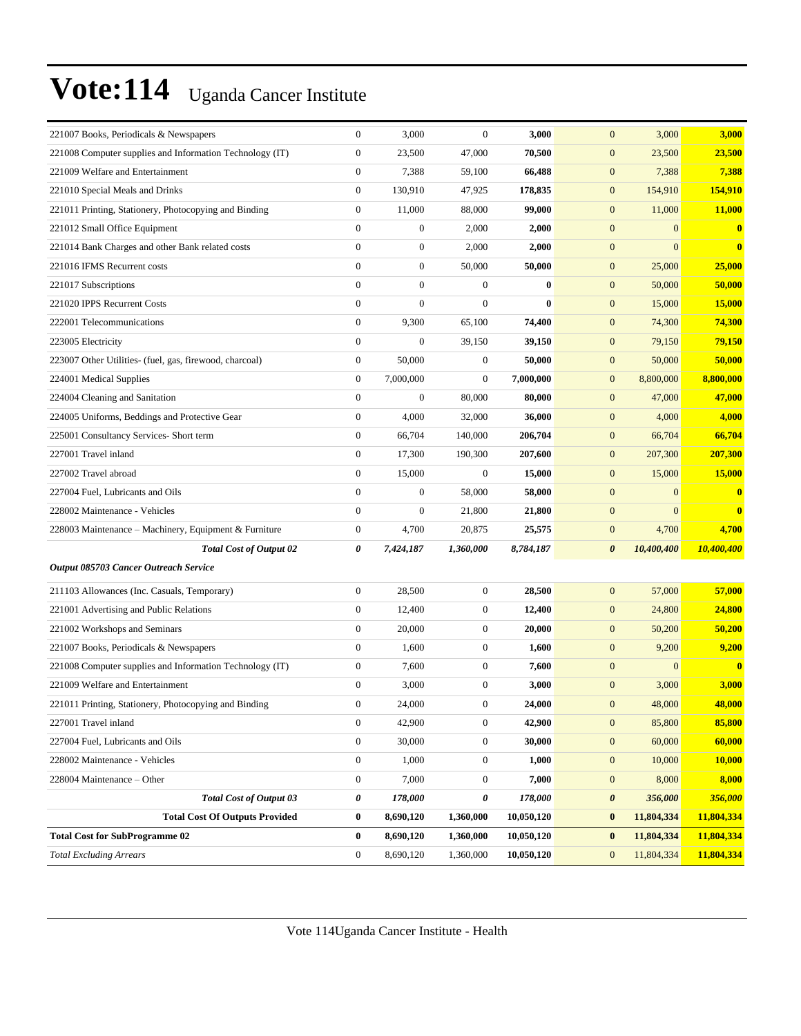# Vote:114 Uganda Cancer Institute

| | | | | | | | |
|---|---|---|---|---|---|---|---|
| 221007 Books, Periodicals & Newspapers | 0 | 3,000 | 0 | **3,000** | 0 | 3,000 | **3,000** |
| 221008 Computer supplies and Information Technology (IT) | 0 | 23,500 | 47,000 | **70,500** | 0 | 23,500 | **23,500** |
| 221009 Welfare and Entertainment | 0 | 7,388 | 59,100 | **66,488** | 0 | 7,388 | **7,388** |
| 221010 Special Meals and Drinks | 0 | 130,910 | 47,925 | **178,835** | 0 | 154,910 | **154,910** |
| 221011 Printing, Stationery, Photocopying and Binding | 0 | 11,000 | 88,000 | **99,000** | 0 | 11,000 | **11,000** |
| 221012 Small Office Equipment | 0 | 0 | 2,000 | **2,000** | 0 | 0 | **0** |
| 221014 Bank Charges and other Bank related costs | 0 | 0 | 2,000 | **2,000** | 0 | 0 | **0** |
| 221016 IFMS Recurrent costs | 0 | 0 | 50,000 | **50,000** | 0 | 25,000 | **25,000** |
| 221017 Subscriptions | 0 | 0 | 0 | **0** | 0 | 50,000 | **50,000** |
| 221020 IPPS Recurrent Costs | 0 | 0 | 0 | **0** | 0 | 15,000 | **15,000** |
| 222001 Telecommunications | 0 | 9,300 | 65,100 | **74,400** | 0 | 74,300 | **74,300** |
| 223005 Electricity | 0 | 0 | 39,150 | **39,150** | 0 | 79,150 | **79,150** |
| 223007 Other Utilities- (fuel, gas, firewood, charcoal) | 0 | 50,000 | 0 | **50,000** | 0 | 50,000 | **50,000** |
| 224001 Medical Supplies | 0 | 7,000,000 | 0 | **7,000,000** | 0 | 8,800,000 | **8,800,000** |
| 224004 Cleaning and Sanitation | 0 | 0 | 80,000 | **80,000** | 0 | 47,000 | **47,000** |
| 224005 Uniforms, Beddings and Protective Gear | 0 | 4,000 | 32,000 | **36,000** | 0 | 4,000 | **4,000** |
| 225001 Consultancy Services- Short term | 0 | 66,704 | 140,000 | **206,704** | 0 | 66,704 | **66,704** |
| 227001 Travel inland | 0 | 17,300 | 190,300 | **207,600** | 0 | 207,300 | **207,300** |
| 227002 Travel abroad | 0 | 15,000 | 0 | **15,000** | 0 | 15,000 | **15,000** |
| 227004 Fuel, Lubricants and Oils | 0 | 0 | 58,000 | **58,000** | 0 | 0 | **0** |
| 228002 Maintenance - Vehicles | 0 | 0 | 21,800 | **21,800** | 0 | 0 | **0** |
| 228003 Maintenance – Machinery, Equipment & Furniture | 0 | 4,700 | 20,875 | **25,575** | 0 | 4,700 | **4,700** |
| ***Total Cost of Output 02*** | ***0*** | ***7,424,187*** | ***1,360,000*** | ***8,784,187*** | ***0*** | ***10,400,400*** | ***10,400,400*** |
| ***Output 085703 Cancer Outreach Service*** | | | | | | | |
| 211103 Allowances (Inc. Casuals, Temporary) | 0 | 28,500 | 0 | **28,500** | 0 | 57,000 | **57,000** |
| 221001 Advertising and Public Relations | 0 | 12,400 | 0 | **12,400** | 0 | 24,800 | **24,800** |
| 221002 Workshops and Seminars | 0 | 20,000 | 0 | **20,000** | 0 | 50,200 | **50,200** |
| 221007 Books, Periodicals & Newspapers | 0 | 1,600 | 0 | **1,600** | 0 | 9,200 | **9,200** |
| 221008 Computer supplies and Information Technology (IT) | 0 | 7,600 | 0 | **7,600** | 0 | 0 | **0** |
| 221009 Welfare and Entertainment | 0 | 3,000 | 0 | **3,000** | 0 | 3,000 | **3,000** |
| 221011 Printing, Stationery, Photocopying and Binding | 0 | 24,000 | 0 | **24,000** | 0 | 48,000 | **48,000** |
| 227001 Travel inland | 0 | 42,900 | 0 | **42,900** | 0 | 85,800 | **85,800** |
| 227004 Fuel, Lubricants and Oils | 0 | 30,000 | 0 | **30,000** | 0 | 60,000 | **60,000** |
| 228002 Maintenance - Vehicles | 0 | 1,000 | 0 | **1,000** | 0 | 10,000 | **10,000** |
| 228004 Maintenance – Other | 0 | 7,000 | 0 | **7,000** | 0 | 8,000 | **8,000** |
| ***Total Cost of Output 03*** | ***0*** | ***178,000*** | ***0*** | ***178,000*** | ***0*** | ***356,000*** | ***356,000*** |
| **Total Cost Of Outputs Provided** | **0** | **8,690,120** | **1,360,000** | **10,050,120** | **0** | **11,804,334** | **11,804,334** |
| **Total Cost for SubProgramme 02** | **0** | **8,690,120** | **1,360,000** | **10,050,120** | **0** | **11,804,334** | **11,804,334** |
| *Total Excluding Arrears* | 0 | 8,690,120 | 1,360,000 | **10,050,120** | 0 | 11,804,334 | **11,804,334** |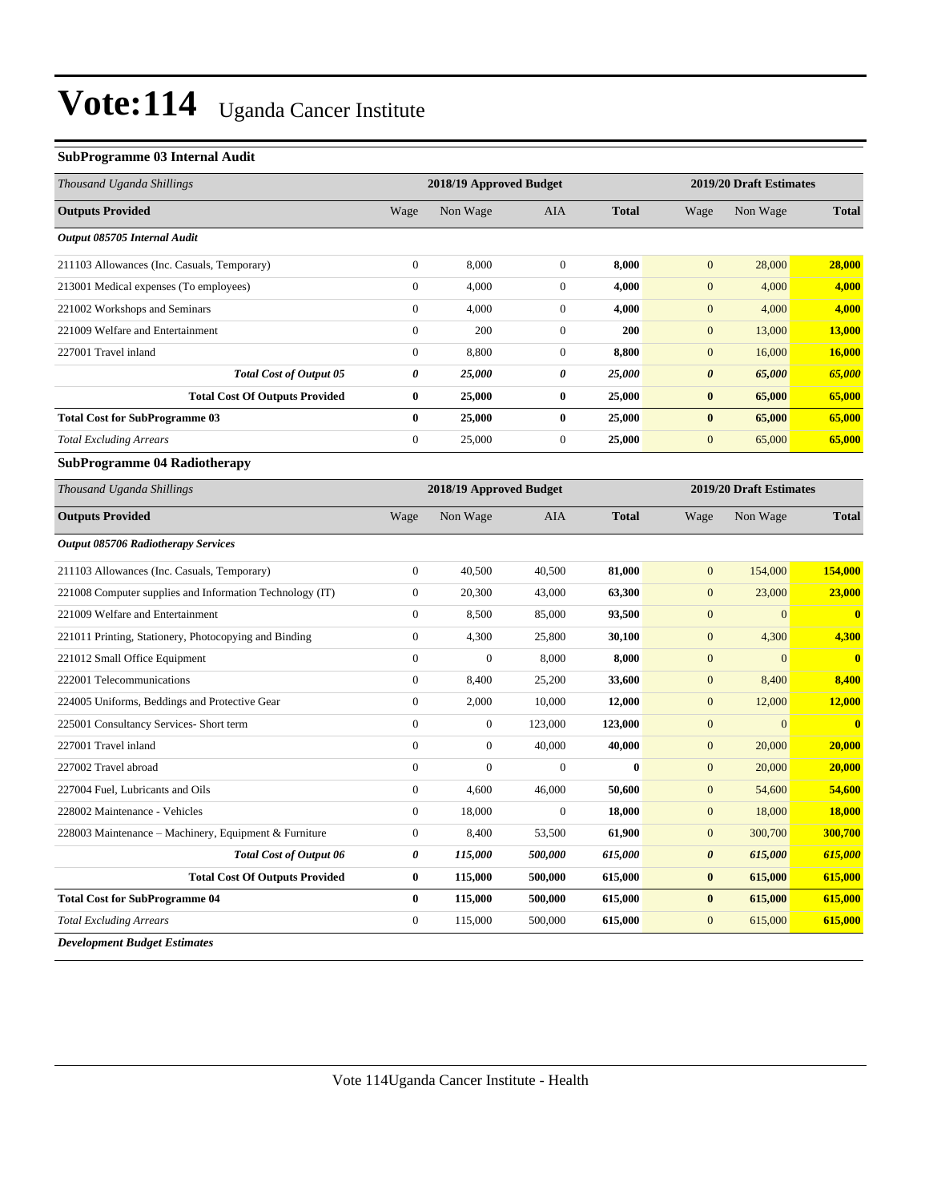# Vote:114 Uganda Cancer Institute

### SubProgramme 03 Internal Audit

| *Thousand Uganda Shillings* | 2018/19 Approved Budget | | | | 2019/20 Draft Estimates | | |
|---|---|---|---|---|---|---|---|
| **Outputs Provided** | Wage | Non Wage | AIA | **Total** | Wage | Non Wage | **Total** |
| ***Output 085705 Internal Audit*** | | | | | | | |
| 211103 Allowances (Inc. Casuals, Temporary) | 0 | 8,000 | 0 | **8,000** | 0 | 28,000 | **28,000** |
| 213001 Medical expenses (To employees) | 0 | 4,000 | 0 | **4,000** | 0 | 4,000 | **4,000** |
| 221002 Workshops and Seminars | 0 | 4,000 | 0 | **4,000** | 0 | 4,000 | **4,000** |
| 221009 Welfare and Entertainment | 0 | 200 | 0 | **200** | 0 | 13,000 | **13,000** |
| 227001 Travel inland | 0 | 8,800 | 0 | **8,800** | 0 | 16,000 | **16,000** |
| ***Total Cost of Output 05*** | ***0*** | ***25,000*** | ***0*** | ***25,000*** | ***0*** | ***65,000*** | ***65,000*** |
| **Total Cost Of Outputs Provided** | **0** | **25,000** | **0** | **25,000** | **0** | **65,000** | **65,000** |
| **Total Cost for SubProgramme 03** | **0** | **25,000** | **0** | **25,000** | **0** | **65,000** | **65,000** |
| *Total Excluding Arrears* | 0 | 25,000 | 0 | **25,000** | 0 | 65,000 | **65,000** |

### SubProgramme 04 Radiotherapy

| *Thousand Uganda Shillings* | 2018/19 Approved Budget | | | | 2019/20 Draft Estimates | | |
|---|---|---|---|---|---|---|---|
| **Outputs Provided** | Wage | Non Wage | AIA | **Total** | Wage | Non Wage | **Total** |
| ***Output 085706 Radiotherapy Services*** | | | | | | | |
| 211103 Allowances (Inc. Casuals, Temporary) | 0 | 40,500 | 40,500 | **81,000** | 0 | 154,000 | **154,000** |
| 221008 Computer supplies and Information Technology (IT) | 0 | 20,300 | 43,000 | **63,300** | 0 | 23,000 | **23,000** |
| 221009 Welfare and Entertainment | 0 | 8,500 | 85,000 | **93,500** | 0 | 0 | **0** |
| 221011 Printing, Stationery, Photocopying and Binding | 0 | 4,300 | 25,800 | **30,100** | 0 | 4,300 | **4,300** |
| 221012 Small Office Equipment | 0 | 0 | 8,000 | **8,000** | 0 | 0 | **0** |
| 222001 Telecommunications | 0 | 8,400 | 25,200 | **33,600** | 0 | 8,400 | **8,400** |
| 224005 Uniforms, Beddings and Protective Gear | 0 | 2,000 | 10,000 | **12,000** | 0 | 12,000 | **12,000** |
| 225001 Consultancy Services- Short term | 0 | 0 | 123,000 | **123,000** | 0 | 0 | **0** |
| 227001 Travel inland | 0 | 0 | 40,000 | **40,000** | 0 | 20,000 | **20,000** |
| 227002 Travel abroad | 0 | 0 | 0 | **0** | 0 | 20,000 | **20,000** |
| 227004 Fuel, Lubricants and Oils | 0 | 4,600 | 46,000 | **50,600** | 0 | 54,600 | **54,600** |
| 228002 Maintenance - Vehicles | 0 | 18,000 | 0 | **18,000** | 0 | 18,000 | **18,000** |
| 228003 Maintenance – Machinery, Equipment & Furniture | 0 | 8,400 | 53,500 | **61,900** | 0 | 300,700 | **300,700** |
| ***Total Cost of Output 06*** | ***0*** | ***115,000*** | ***500,000*** | ***615,000*** | ***0*** | ***615,000*** | ***615,000*** |
| **Total Cost Of Outputs Provided** | **0** | **115,000** | **500,000** | **615,000** | **0** | **615,000** | **615,000** |
| **Total Cost for SubProgramme 04** | **0** | **115,000** | **500,000** | **615,000** | **0** | **615,000** | **615,000** |
| *Total Excluding Arrears* | 0 | 115,000 | 500,000 | **615,000** | 0 | 615,000 | **615,000** |

***Development Budget Estimates***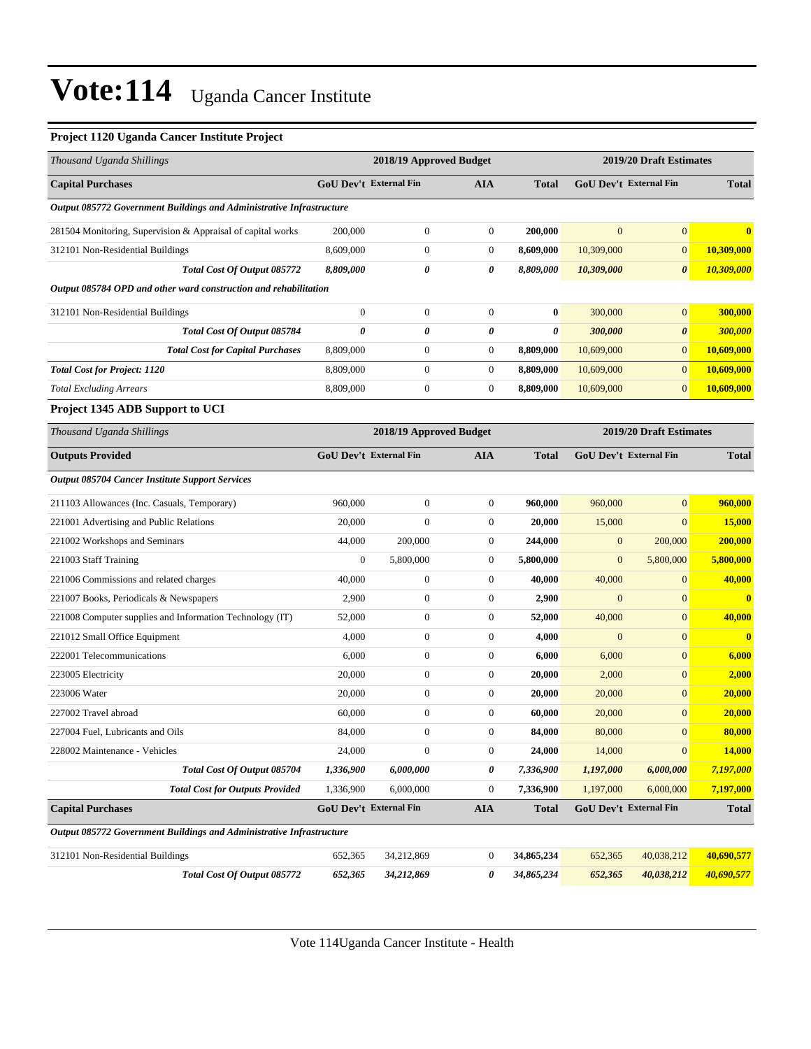# Vote:114 Uganda Cancer Institute

### Project 1120 Uganda Cancer Institute Project

| *Thousand Uganda Shillings* | 2018/19 Approved Budget | | | | 2019/20 Draft Estimates | | |
|---|---|---|---|---|---|---|---|
| **Capital Purchases** | **GoU Dev't** | **External Fin** | **AIA** | **Total** | **GoU Dev't** | **External Fin** | **Total** |
| ***Output 085772 Government Buildings and Administrative Infrastructure*** | | | | | | | |
| 281504 Monitoring, Supervision & Appraisal of capital works | 200,000 | 0 | 0 | **200,000** | 0 | 0 | **0** |
| 312101 Non-Residential Buildings | 8,609,000 | 0 | 0 | **8,609,000** | 10,309,000 | 0 | **10,309,000** |
| ***Total Cost Of Output 085772*** | ***8,809,000*** | ***0*** | ***0*** | ***8,809,000*** | ***10,309,000*** | ***0*** | ***10,309,000*** |
| ***Output 085784 OPD and other ward construction and rehabilitation*** | | | | | | | |
| 312101 Non-Residential Buildings | 0 | 0 | 0 | **0** | 300,000 | 0 | **300,000** |
| ***Total Cost Of Output 085784*** | ***0*** | ***0*** | ***0*** | ***0*** | ***300,000*** | ***0*** | ***300,000*** |
| ***Total Cost for Capital Purchases*** | 8,809,000 | 0 | 0 | **8,809,000** | 10,609,000 | 0 | **10,609,000** |
| ***Total Cost for Project: 1120*** | 8,809,000 | 0 | 0 | **8,809,000** | 10,609,000 | 0 | **10,609,000** |
| *Total Excluding Arrears* | 8,809,000 | 0 | 0 | **8,809,000** | 10,609,000 | 0 | **10,609,000** |

### Project 1345 ADB Support to UCI

| *Thousand Uganda Shillings* | 2018/19 Approved Budget | | | | 2019/20 Draft Estimates | | |
|---|---|---|---|---|---|---|---|
| **Outputs Provided** | **GoU Dev't** | **External Fin** | **AIA** | **Total** | **GoU Dev't** | **External Fin** | **Total** |
| ***Output 085704 Cancer Institute Support Services*** | | | | | | | |
| 211103 Allowances (Inc. Casuals, Temporary) | 960,000 | 0 | 0 | **960,000** | 960,000 | 0 | **960,000** |
| 221001 Advertising and Public Relations | 20,000 | 0 | 0 | **20,000** | 15,000 | 0 | **15,000** |
| 221002 Workshops and Seminars | 44,000 | 200,000 | 0 | **244,000** | 0 | 200,000 | **200,000** |
| 221003 Staff Training | 0 | 5,800,000 | 0 | **5,800,000** | 0 | 5,800,000 | **5,800,000** |
| 221006 Commissions and related charges | 40,000 | 0 | 0 | **40,000** | 40,000 | 0 | **40,000** |
| 221007 Books, Periodicals & Newspapers | 2,900 | 0 | 0 | **2,900** | 0 | 0 | **0** |
| 221008 Computer supplies and Information Technology (IT) | 52,000 | 0 | 0 | **52,000** | 40,000 | 0 | **40,000** |
| 221012 Small Office Equipment | 4,000 | 0 | 0 | **4,000** | 0 | 0 | **0** |
| 222001 Telecommunications | 6,000 | 0 | 0 | **6,000** | 6,000 | 0 | **6,000** |
| 223005 Electricity | 20,000 | 0 | 0 | **20,000** | 2,000 | 0 | **2,000** |
| 223006 Water | 20,000 | 0 | 0 | **20,000** | 20,000 | 0 | **20,000** |
| 227002 Travel abroad | 60,000 | 0 | 0 | **60,000** | 20,000 | 0 | **20,000** |
| 227004 Fuel, Lubricants and Oils | 84,000 | 0 | 0 | **84,000** | 80,000 | 0 | **80,000** |
| 228002 Maintenance - Vehicles | 24,000 | 0 | 0 | **24,000** | 14,000 | 0 | **14,000** |
| ***Total Cost Of Output 085704*** | ***1,336,900*** | ***6,000,000*** | ***0*** | ***7,336,900*** | ***1,197,000*** | ***6,000,000*** | ***7,197,000*** |
| ***Total Cost for Outputs Provided*** | 1,336,900 | 6,000,000 | 0 | **7,336,900** | 1,197,000 | 6,000,000 | **7,197,000** |
| **Capital Purchases** | **GoU Dev't** | **External Fin** | **AIA** | **Total** | **GoU Dev't** | **External Fin** | **Total** |
| ***Output 085772 Government Buildings and Administrative Infrastructure*** | | | | | | | |
| 312101 Non-Residential Buildings | 652,365 | 34,212,869 | 0 | **34,865,234** | 652,365 | 40,038,212 | **40,690,577** |
| ***Total Cost Of Output 085772*** | ***652,365*** | ***34,212,869*** | ***0*** | ***34,865,234*** | ***652,365*** | ***40,038,212*** | ***40,690,577*** |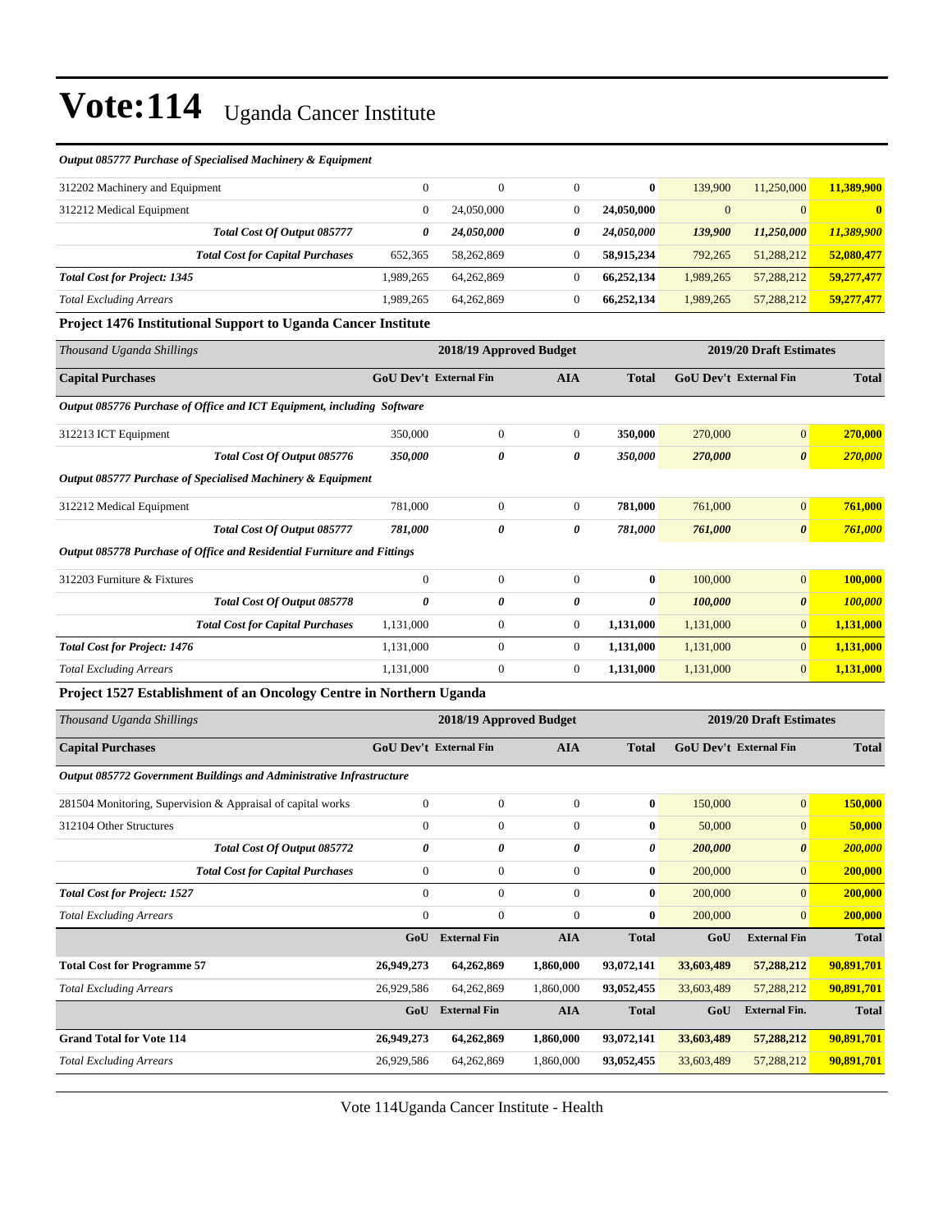# Vote:114 Uganda Cancer Institute

***Output 085777 Purchase of Specialised Machinery & Equipment***

| | | | | | | | |
|---|---|---|---|---|---|---|---|
| 312202 Machinery and Equipment | 0 | 0 | 0 | **0** | 139,900 | 11,250,000 | **11,389,900** |
| 312212 Medical Equipment | 0 | 24,050,000 | 0 | **24,050,000** | 0 | 0 | **0** |
| ***Total Cost Of Output 085777*** | ***0*** | ***24,050,000*** | ***0*** | ***24,050,000*** | ***139,900*** | ***11,250,000*** | ***11,389,900*** |
| ***Total Cost for Capital Purchases*** | 652,365 | 58,262,869 | 0 | **58,915,234** | 792,265 | 51,288,212 | **52,080,477** |
| ***Total Cost for Project: 1345*** | 1,989,265 | 64,262,869 | 0 | **66,252,134** | 1,989,265 | 57,288,212 | **59,277,477** |
| *Total Excluding Arrears* | 1,989,265 | 64,262,869 | 0 | **66,252,134** | 1,989,265 | 57,288,212 | **59,277,477** |

**Project 1476 Institutional Support to Uganda Cancer Institute**

| *Thousand Uganda Shillings* | 2018/19 Approved Budget | | | | 2019/20 Draft Estimates | | |
|---|---|---|---|---|---|---|---|
| **Capital Purchases** | **GoU Dev't** | **External Fin** | **AIA** | **Total** | **GoU Dev't** | **External Fin** | **Total** |
| ***Output 085776 Purchase of Office and ICT Equipment, including Software*** | | | | | | | |
| 312213 ICT Equipment | 350,000 | 0 | 0 | **350,000** | 270,000 | 0 | **270,000** |
| ***Total Cost Of Output 085776*** | ***350,000*** | ***0*** | ***0*** | ***350,000*** | ***270,000*** | ***0*** | ***270,000*** |
| ***Output 085777 Purchase of Specialised Machinery & Equipment*** | | | | | | | |
| 312212 Medical Equipment | 781,000 | 0 | 0 | **781,000** | 761,000 | 0 | **761,000** |
| ***Total Cost Of Output 085777*** | ***781,000*** | ***0*** | ***0*** | ***781,000*** | ***761,000*** | ***0*** | ***761,000*** |
| ***Output 085778 Purchase of Office and Residential Furniture and Fittings*** | | | | | | | |
| 312203 Furniture & Fixtures | 0 | 0 | 0 | **0** | 100,000 | 0 | **100,000** |
| ***Total Cost Of Output 085778*** | ***0*** | ***0*** | ***0*** | ***0*** | ***100,000*** | ***0*** | ***100,000*** |
| ***Total Cost for Capital Purchases*** | 1,131,000 | 0 | 0 | **1,131,000** | 1,131,000 | 0 | **1,131,000** |
| ***Total Cost for Project: 1476*** | 1,131,000 | 0 | 0 | **1,131,000** | 1,131,000 | 0 | **1,131,000** |
| *Total Excluding Arrears* | 1,131,000 | 0 | 0 | **1,131,000** | 1,131,000 | 0 | **1,131,000** |

**Project 1527 Establishment of an Oncology Centre in Northern Uganda**

| *Thousand Uganda Shillings* | 2018/19 Approved Budget | | | | 2019/20 Draft Estimates | | |
|---|---|---|---|---|---|---|---|
| **Capital Purchases** | **GoU Dev't** | **External Fin** | **AIA** | **Total** | **GoU Dev't** | **External Fin** | **Total** |
| ***Output 085772 Government Buildings and Administrative Infrastructure*** | | | | | | | |
| 281504 Monitoring, Supervision & Appraisal of capital works | 0 | 0 | 0 | **0** | 150,000 | 0 | **150,000** |
| 312104 Other Structures | 0 | 0 | 0 | **0** | 50,000 | 0 | **50,000** |
| ***Total Cost Of Output 085772*** | ***0*** | ***0*** | ***0*** | ***0*** | ***200,000*** | ***0*** | ***200,000*** |
| ***Total Cost for Capital Purchases*** | 0 | 0 | 0 | **0** | 200,000 | 0 | **200,000** |
| ***Total Cost for Project: 1527*** | 0 | 0 | 0 | **0** | 200,000 | 0 | **200,000** |
| *Total Excluding Arrears* | 0 | 0 | 0 | **0** | 200,000 | 0 | **200,000** |

| | **GoU** | **External Fin** | **AIA** | **Total** | **GoU** | **External Fin** | **Total** |
|---|---|---|---|---|---|---|---|
| **Total Cost for Programme 57** | **26,949,273** | **64,262,869** | **1,860,000** | **93,072,141** | **33,603,489** | **57,288,212** | **90,891,701** |
| *Total Excluding Arrears* | 26,929,586 | 64,262,869 | 1,860,000 | **93,052,455** | 33,603,489 | 57,288,212 | **90,891,701** |

| | **GoU** | **External Fin** | **AIA** | **Total** | **GoU** | **External Fin.** | **Total** |
|---|---|---|---|---|---|---|---|
| **Grand Total for Vote 114** | **26,949,273** | **64,262,869** | **1,860,000** | **93,072,141** | **33,603,489** | **57,288,212** | **90,891,701** |
| *Total Excluding Arrears* | 26,929,586 | 64,262,869 | 1,860,000 | **93,052,455** | 33,603,489 | 57,288,212 | **90,891,701** |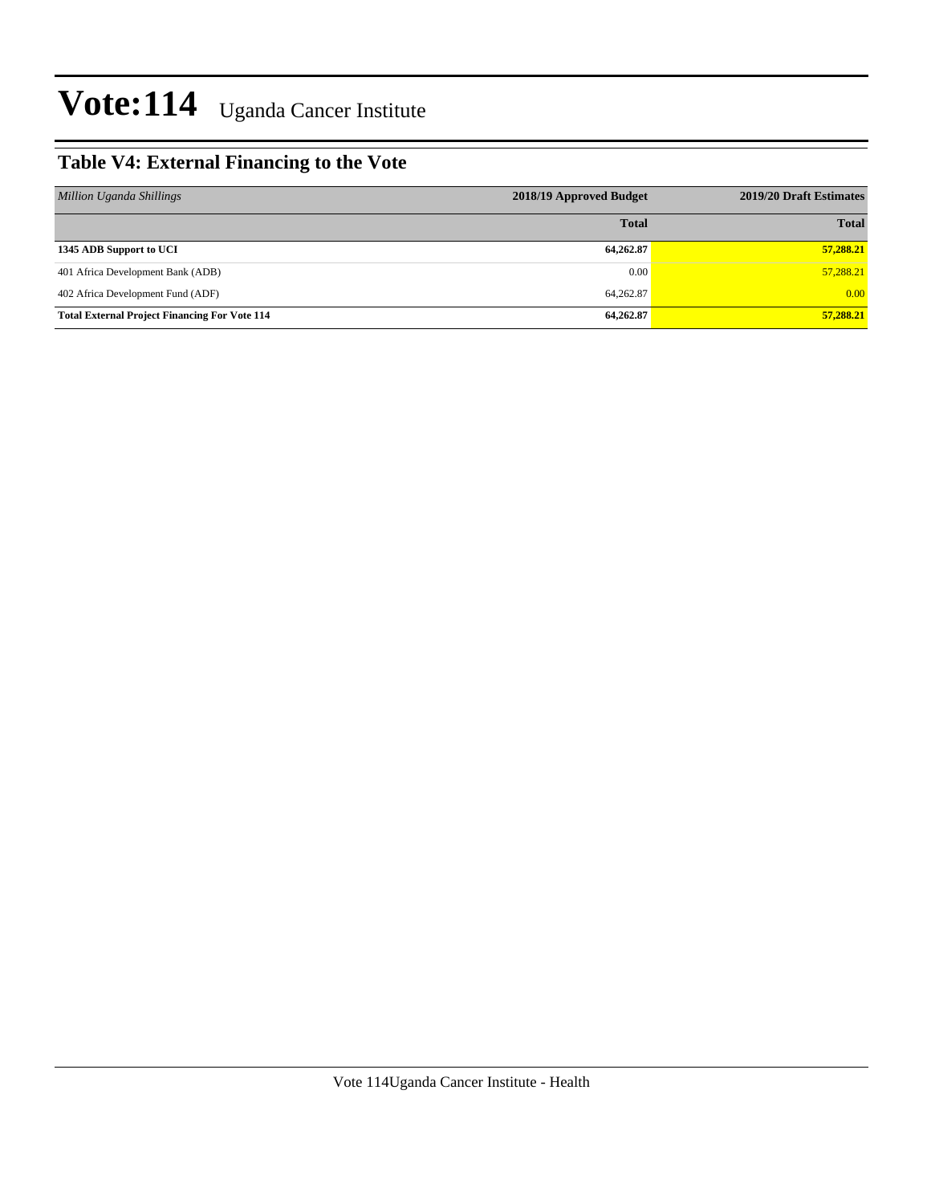# Vote:114 Uganda Cancer Institute

## Table V4: External Financing to the Vote

| *Million Uganda Shillings* | 2018/19 Approved Budget | 2019/20 Draft Estimates |
|---|---|---|
| | **Total** | **Total** |
| **1345 ADB Support to UCI** | **64,262.87** | **57,288.21** |
| 401 Africa Development Bank (ADB) | 0.00 | 57,288.21 |
| 402 Africa Development Fund (ADF) | 64,262.87 | 0.00 |
| **Total External Project Financing For Vote 114** | **64,262.87** | **57,288.21** |